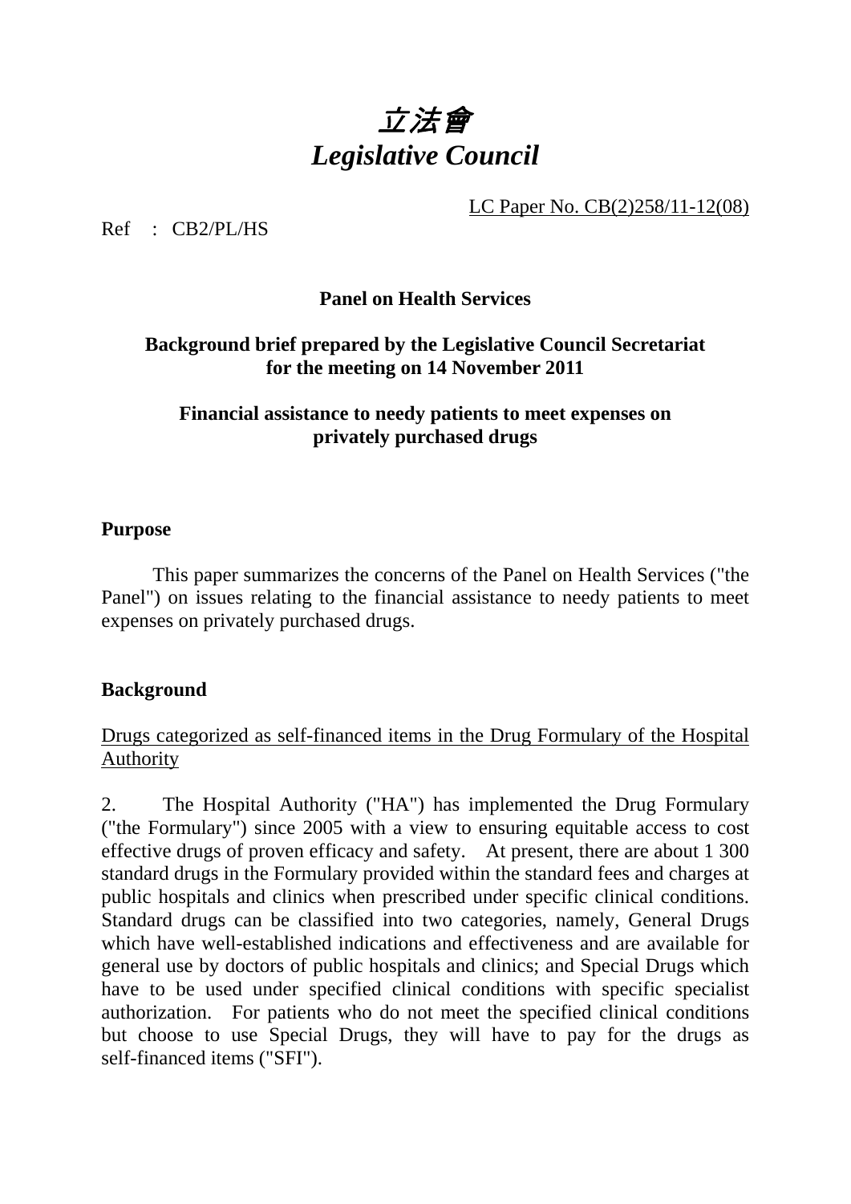# *立法會*
# *Legislative Council*

LC Paper No. CB(2)258/11-12(08)

Ref : CB2/PL/HS

**Panel on Health Services**

**Background brief prepared by the Legislative Council Secretariat for the meeting on 14 November 2011**

**Financial assistance to needy patients to meet expenses on privately purchased drugs**

## Purpose

This paper summarizes the concerns of the Panel on Health Services ("the Panel") on issues relating to the financial assistance to needy patients to meet expenses on privately purchased drugs.

## Background

Drugs categorized as self-financed items in the Drug Formulary of the Hospital Authority

2. The Hospital Authority ("HA") has implemented the Drug Formulary ("the Formulary") since 2005 with a view to ensuring equitable access to cost effective drugs of proven efficacy and safety. At present, there are about 1 300 standard drugs in the Formulary provided within the standard fees and charges at public hospitals and clinics when prescribed under specific clinical conditions. Standard drugs can be classified into two categories, namely, General Drugs which have well-established indications and effectiveness and are available for general use by doctors of public hospitals and clinics; and Special Drugs which have to be used under specified clinical conditions with specific specialist authorization. For patients who do not meet the specified clinical conditions but choose to use Special Drugs, they will have to pay for the drugs as self-financed items ("SFI").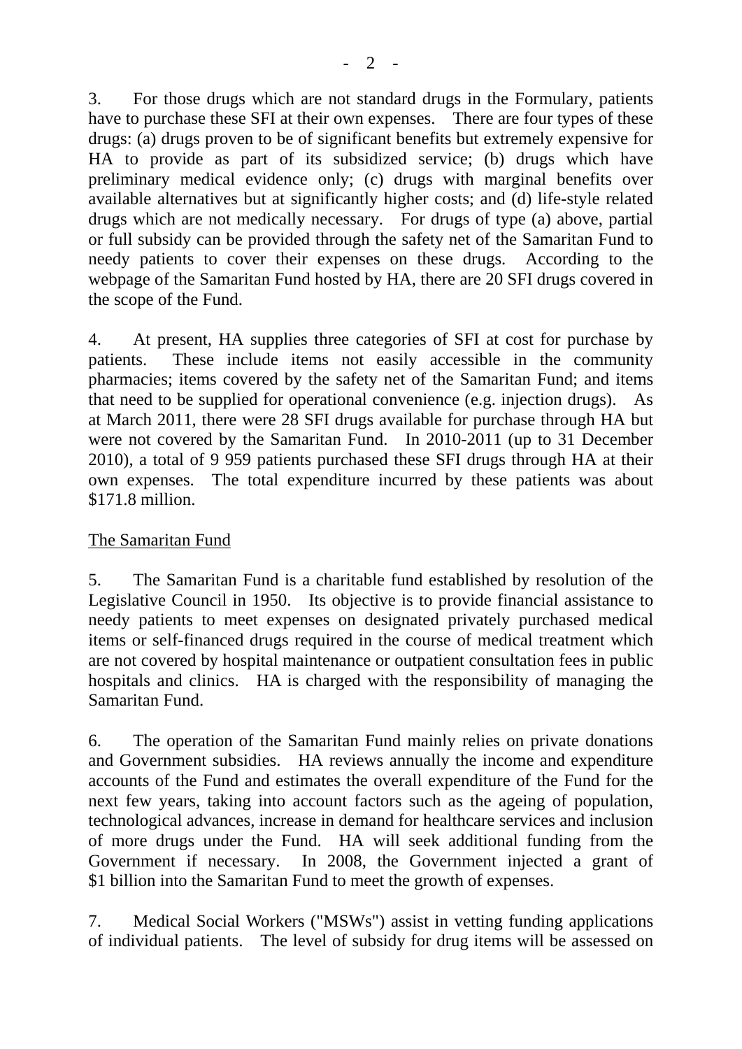3. For those drugs which are not standard drugs in the Formulary, patients have to purchase these SFI at their own expenses. There are four types of these drugs: (a) drugs proven to be of significant benefits but extremely expensive for HA to provide as part of its subsidized service; (b) drugs which have preliminary medical evidence only; (c) drugs with marginal benefits over available alternatives but at significantly higher costs; and (d) life-style related drugs which are not medically necessary. For drugs of type (a) above, partial or full subsidy can be provided through the safety net of the Samaritan Fund to needy patients to cover their expenses on these drugs. According to the webpage of the Samaritan Fund hosted by HA, there are 20 SFI drugs covered in the scope of the Fund.

4. At present, HA supplies three categories of SFI at cost for purchase by patients. These include items not easily accessible in the community pharmacies; items covered by the safety net of the Samaritan Fund; and items that need to be supplied for operational convenience (e.g. injection drugs). As at March 2011, there were 28 SFI drugs available for purchase through HA but were not covered by the Samaritan Fund. In 2010-2011 (up to 31 December 2010), a total of 9 959 patients purchased these SFI drugs through HA at their own expenses. The total expenditure incurred by these patients was about $171.8 million.

<u>The Samaritan Fund</u>

5. The Samaritan Fund is a charitable fund established by resolution of the Legislative Council in 1950. Its objective is to provide financial assistance to needy patients to meet expenses on designated privately purchased medical items or self-financed drugs required in the course of medical treatment which are not covered by hospital maintenance or outpatient consultation fees in public hospitals and clinics. HA is charged with the responsibility of managing the Samaritan Fund.

6. The operation of the Samaritan Fund mainly relies on private donations and Government subsidies. HA reviews annually the income and expenditure accounts of the Fund and estimates the overall expenditure of the Fund for the next few years, taking into account factors such as the ageing of population, technological advances, increase in demand for healthcare services and inclusion of more drugs under the Fund. HA will seek additional funding from the Government if necessary. In 2008, the Government injected a grant of $1 billion into the Samaritan Fund to meet the growth of expenses.

7. Medical Social Workers ("MSWs") assist in vetting funding applications of individual patients. The level of subsidy for drug items will be assessed on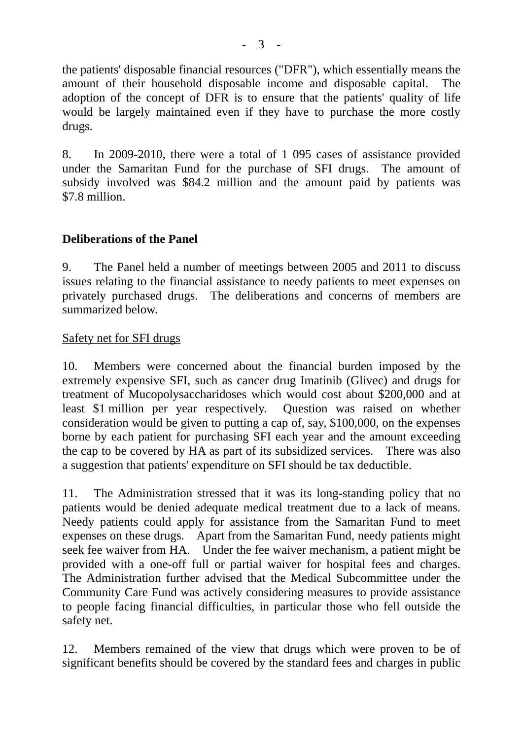the patients' disposable financial resources ("DFR"), which essentially means the amount of their household disposable income and disposable capital. The adoption of the concept of DFR is to ensure that the patients' quality of life would be largely maintained even if they have to purchase the more costly drugs.

8. In 2009-2010, there were a total of 1 095 cases of assistance provided under the Samaritan Fund for the purchase of SFI drugs. The amount of subsidy involved was $84.2 million and the amount paid by patients was $7.8 million.

**Deliberations of the Panel**

9. The Panel held a number of meetings between 2005 and 2011 to discuss issues relating to the financial assistance to needy patients to meet expenses on privately purchased drugs. The deliberations and concerns of members are summarized below.

Safety net for SFI drugs

10. Members were concerned about the financial burden imposed by the extremely expensive SFI, such as cancer drug Imatinib (Glivec) and drugs for treatment of Mucopolysaccharidoses which would cost about $200,000 and at least $1 million per year respectively. Question was raised on whether consideration would be given to putting a cap of, say, $100,000, on the expenses borne by each patient for purchasing SFI each year and the amount exceeding the cap to be covered by HA as part of its subsidized services. There was also a suggestion that patients' expenditure on SFI should be tax deductible.

11. The Administration stressed that it was its long-standing policy that no patients would be denied adequate medical treatment due to a lack of means. Needy patients could apply for assistance from the Samaritan Fund to meet expenses on these drugs. Apart from the Samaritan Fund, needy patients might seek fee waiver from HA. Under the fee waiver mechanism, a patient might be provided with a one-off full or partial waiver for hospital fees and charges. The Administration further advised that the Medical Subcommittee under the Community Care Fund was actively considering measures to provide assistance to people facing financial difficulties, in particular those who fell outside the safety net.

12. Members remained of the view that drugs which were proven to be of significant benefits should be covered by the standard fees and charges in public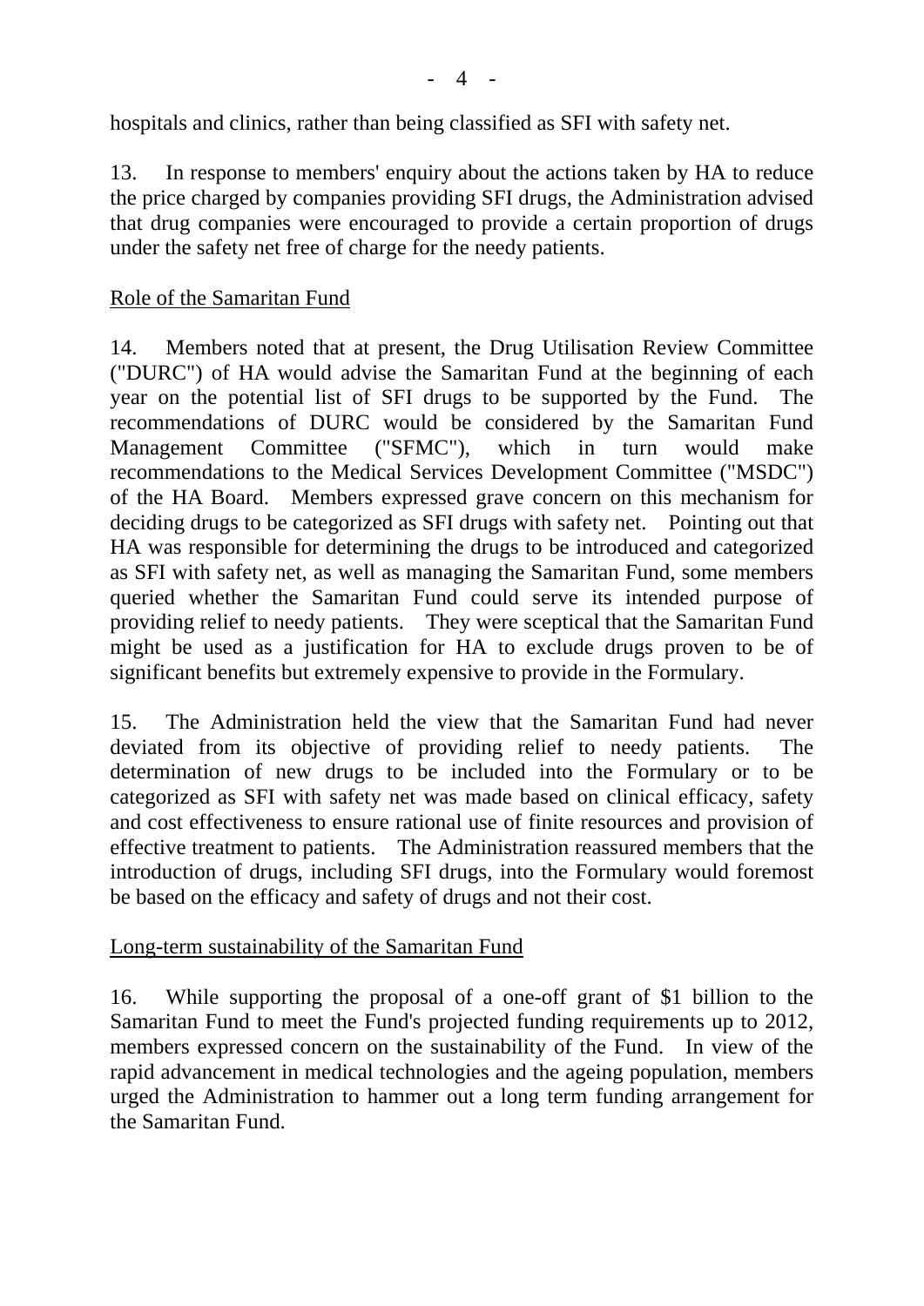hospitals and clinics, rather than being classified as SFI with safety net.

13. In response to members' enquiry about the actions taken by HA to reduce the price charged by companies providing SFI drugs, the Administration advised that drug companies were encouraged to provide a certain proportion of drugs under the safety net free of charge for the needy patients.

Role of the Samaritan Fund

14. Members noted that at present, the Drug Utilisation Review Committee ("DURC") of HA would advise the Samaritan Fund at the beginning of each year on the potential list of SFI drugs to be supported by the Fund. The recommendations of DURC would be considered by the Samaritan Fund Management Committee ("SFMC"), which in turn would make recommendations to the Medical Services Development Committee ("MSDC") of the HA Board. Members expressed grave concern on this mechanism for deciding drugs to be categorized as SFI drugs with safety net. Pointing out that HA was responsible for determining the drugs to be introduced and categorized as SFI with safety net, as well as managing the Samaritan Fund, some members queried whether the Samaritan Fund could serve its intended purpose of providing relief to needy patients. They were sceptical that the Samaritan Fund might be used as a justification for HA to exclude drugs proven to be of significant benefits but extremely expensive to provide in the Formulary.

15. The Administration held the view that the Samaritan Fund had never deviated from its objective of providing relief to needy patients. The determination of new drugs to be included into the Formulary or to be categorized as SFI with safety net was made based on clinical efficacy, safety and cost effectiveness to ensure rational use of finite resources and provision of effective treatment to patients. The Administration reassured members that the introduction of drugs, including SFI drugs, into the Formulary would foremost be based on the efficacy and safety of drugs and not their cost.

Long-term sustainability of the Samaritan Fund

16. While supporting the proposal of a one-off grant of $1 billion to the Samaritan Fund to meet the Fund's projected funding requirements up to 2012, members expressed concern on the sustainability of the Fund. In view of the rapid advancement in medical technologies and the ageing population, members urged the Administration to hammer out a long term funding arrangement for the Samaritan Fund.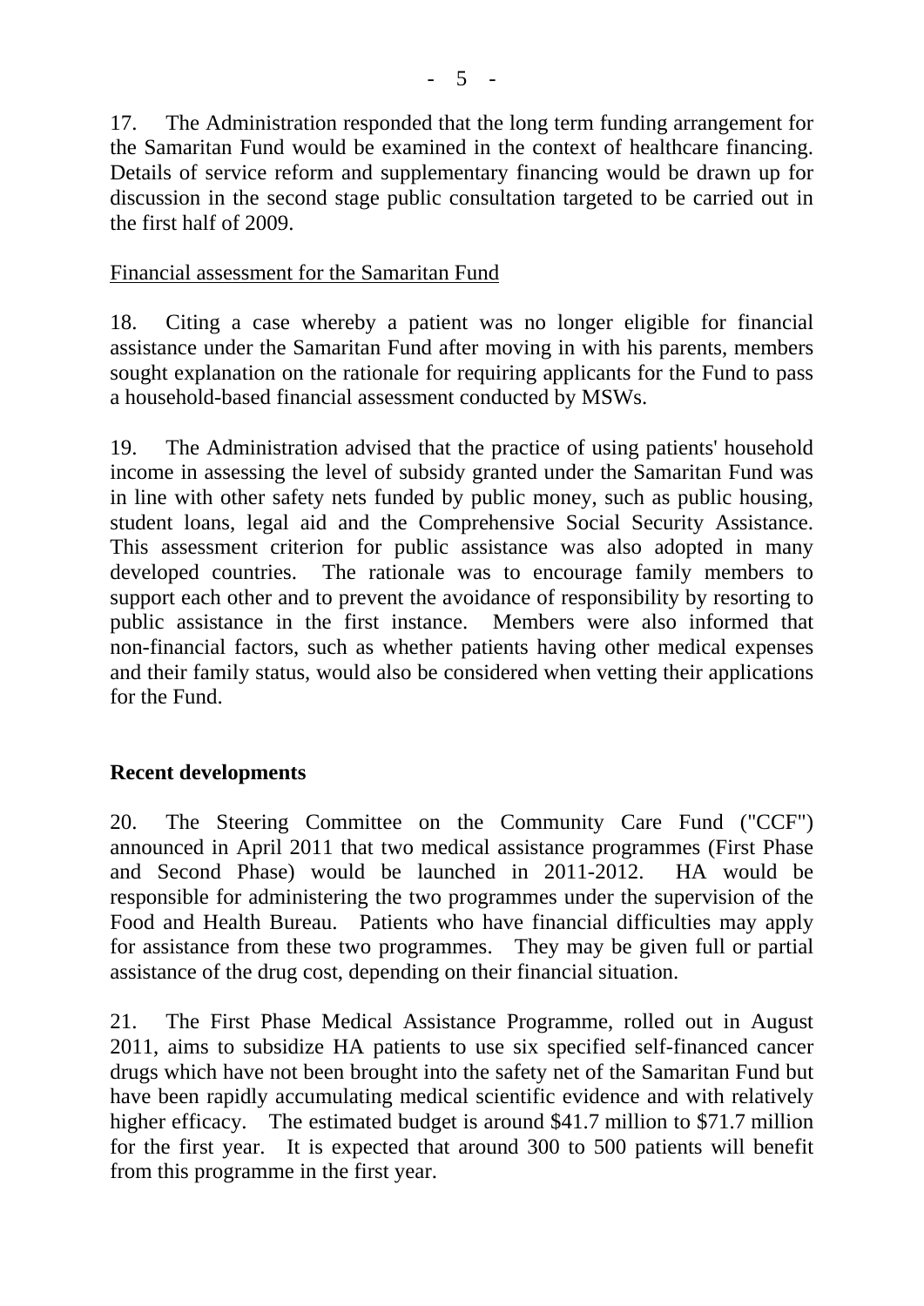17. The Administration responded that the long term funding arrangement for the Samaritan Fund would be examined in the context of healthcare financing. Details of service reform and supplementary financing would be drawn up for discussion in the second stage public consultation targeted to be carried out in the first half of 2009.

Financial assessment for the Samaritan Fund

18. Citing a case whereby a patient was no longer eligible for financial assistance under the Samaritan Fund after moving in with his parents, members sought explanation on the rationale for requiring applicants for the Fund to pass a household-based financial assessment conducted by MSWs.

19. The Administration advised that the practice of using patients' household income in assessing the level of subsidy granted under the Samaritan Fund was in line with other safety nets funded by public money, such as public housing, student loans, legal aid and the Comprehensive Social Security Assistance. This assessment criterion for public assistance was also adopted in many developed countries. The rationale was to encourage family members to support each other and to prevent the avoidance of responsibility by resorting to public assistance in the first instance. Members were also informed that non-financial factors, such as whether patients having other medical expenses and their family status, would also be considered when vetting their applications for the Fund.

## Recent developments

20. The Steering Committee on the Community Care Fund ("CCF") announced in April 2011 that two medical assistance programmes (First Phase and Second Phase) would be launched in 2011-2012. HA would be responsible for administering the two programmes under the supervision of the Food and Health Bureau. Patients who have financial difficulties may apply for assistance from these two programmes. They may be given full or partial assistance of the drug cost, depending on their financial situation.

21. The First Phase Medical Assistance Programme, rolled out in August 2011, aims to subsidize HA patients to use six specified self-financed cancer drugs which have not been brought into the safety net of the Samaritan Fund but have been rapidly accumulating medical scientific evidence and with relatively higher efficacy. The estimated budget is around $41.7 million to $71.7 million for the first year. It is expected that around 300 to 500 patients will benefit from this programme in the first year.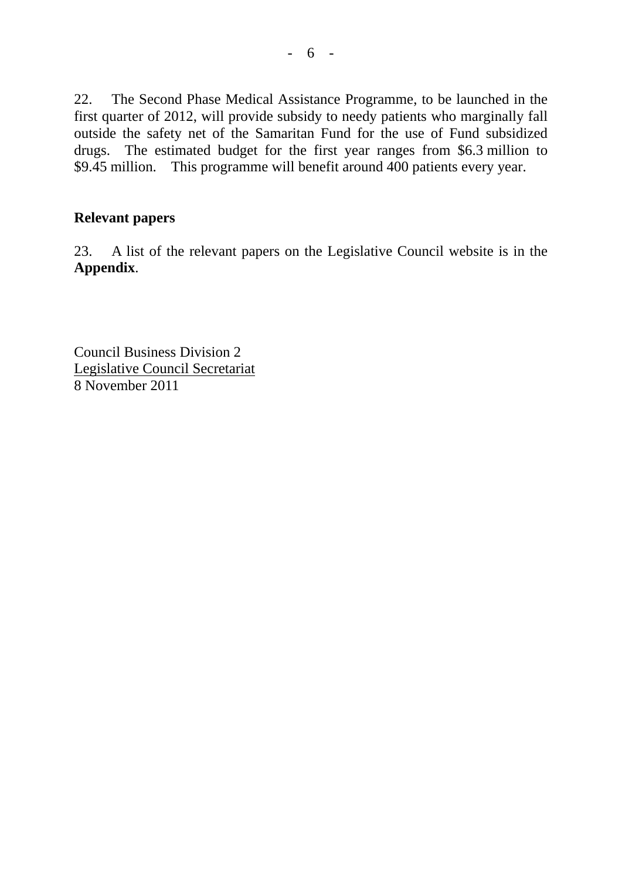22. The Second Phase Medical Assistance Programme, to be launched in the first quarter of 2012, will provide subsidy to needy patients who marginally fall outside the safety net of the Samaritan Fund for the use of Fund subsidized drugs. The estimated budget for the first year ranges from $6.3 million to $9.45 million. This programme will benefit around 400 patients every year.

**Relevant papers**

23. A list of the relevant papers on the Legislative Council website is in the **Appendix**.

Council Business Division 2
Legislative Council Secretariat
8 November 2011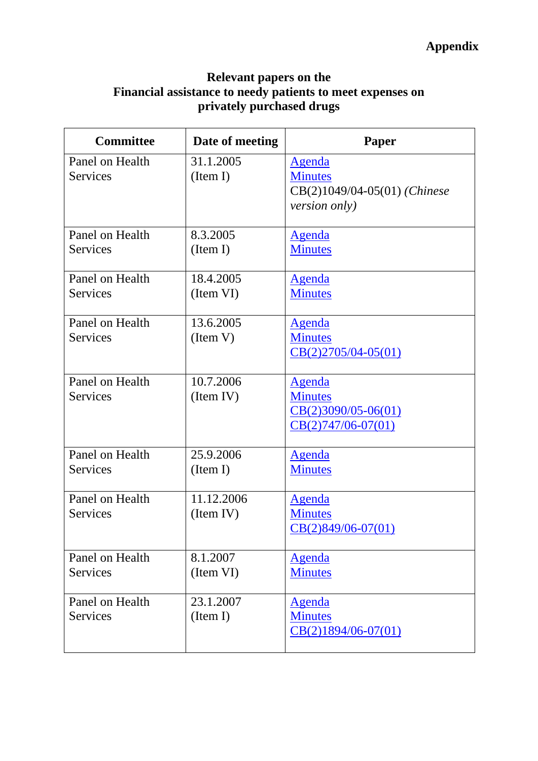**Appendix**

**Relevant papers on the Financial assistance to needy patients to meet expenses on privately purchased drugs**

| Committee | Date of meeting | Paper |
|---|---|---|
| Panel on Health Services | 31.1.2005 (Item I) | Agenda<br>Minutes<br>CB(2)1049/04-05(01) *(Chinese version only)* |
| Panel on Health Services | 8.3.2005 (Item I) | Agenda<br>Minutes |
| Panel on Health Services | 18.4.2005 (Item VI) | Agenda<br>Minutes |
| Panel on Health Services | 13.6.2005 (Item V) | Agenda<br>Minutes<br>CB(2)2705/04-05(01) |
| Panel on Health Services | 10.7.2006 (Item IV) | Agenda<br>Minutes<br>CB(2)3090/05-06(01)<br>CB(2)747/06-07(01) |
| Panel on Health Services | 25.9.2006 (Item I) | Agenda<br>Minutes |
| Panel on Health Services | 11.12.2006 (Item IV) | Agenda<br>Minutes<br>CB(2)849/06-07(01) |
| Panel on Health Services | 8.1.2007 (Item VI) | Agenda<br>Minutes |
| Panel on Health Services | 23.1.2007 (Item I) | Agenda<br>Minutes<br>CB(2)1894/06-07(01) |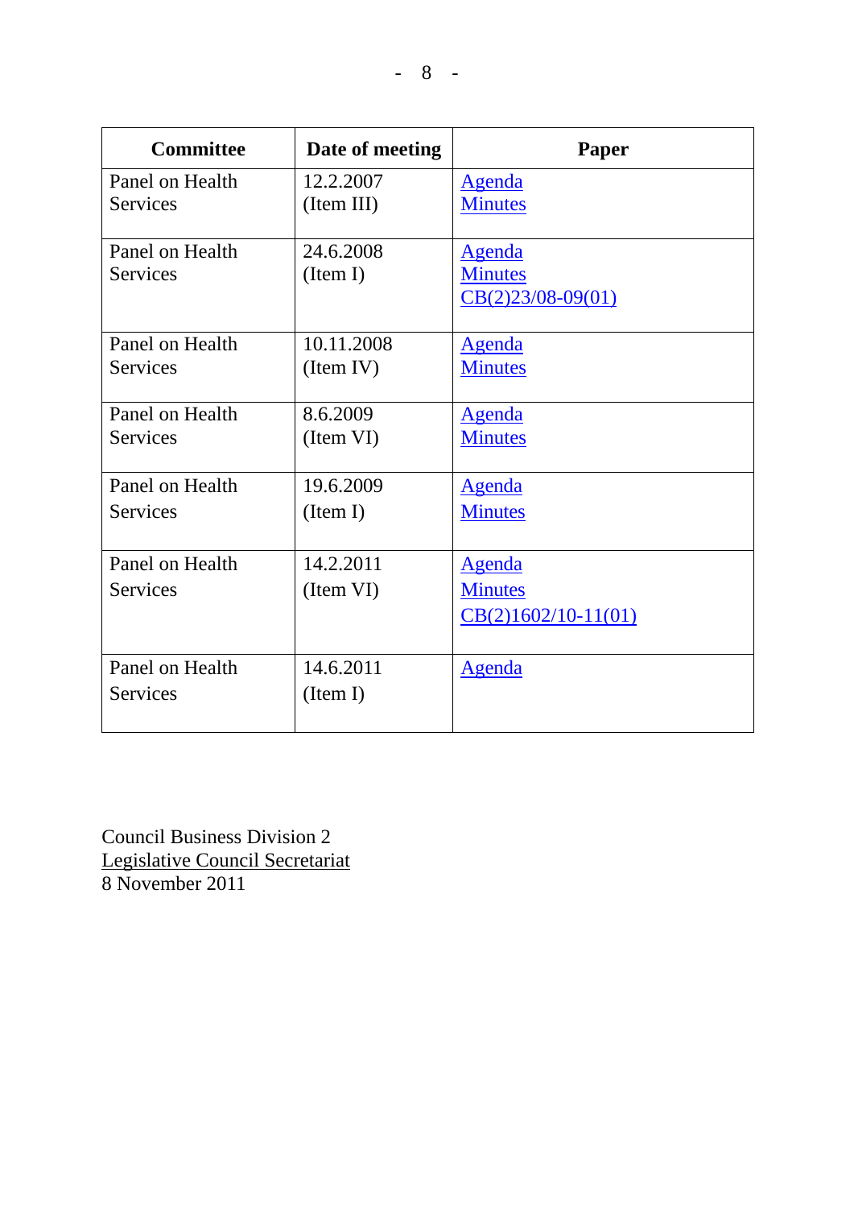| Committee | Date of meeting | Paper |
|---|---|---|
| Panel on Health Services | 12.2.2007 (Item III) | Agenda Minutes |
| Panel on Health Services | 24.6.2008 (Item I) | Agenda Minutes CB(2)23/08-09(01) |
| Panel on Health Services | 10.11.2008 (Item IV) | Agenda Minutes |
| Panel on Health Services | 8.6.2009 (Item VI) | Agenda Minutes |
| Panel on Health Services | 19.6.2009 (Item I) | Agenda Minutes |
| Panel on Health Services | 14.2.2011 (Item VI) | Agenda Minutes CB(2)1602/10-11(01) |
| Panel on Health Services | 14.6.2011 (Item I) | Agenda |

Council Business Division 2
Legislative Council Secretariat
8 November 2011